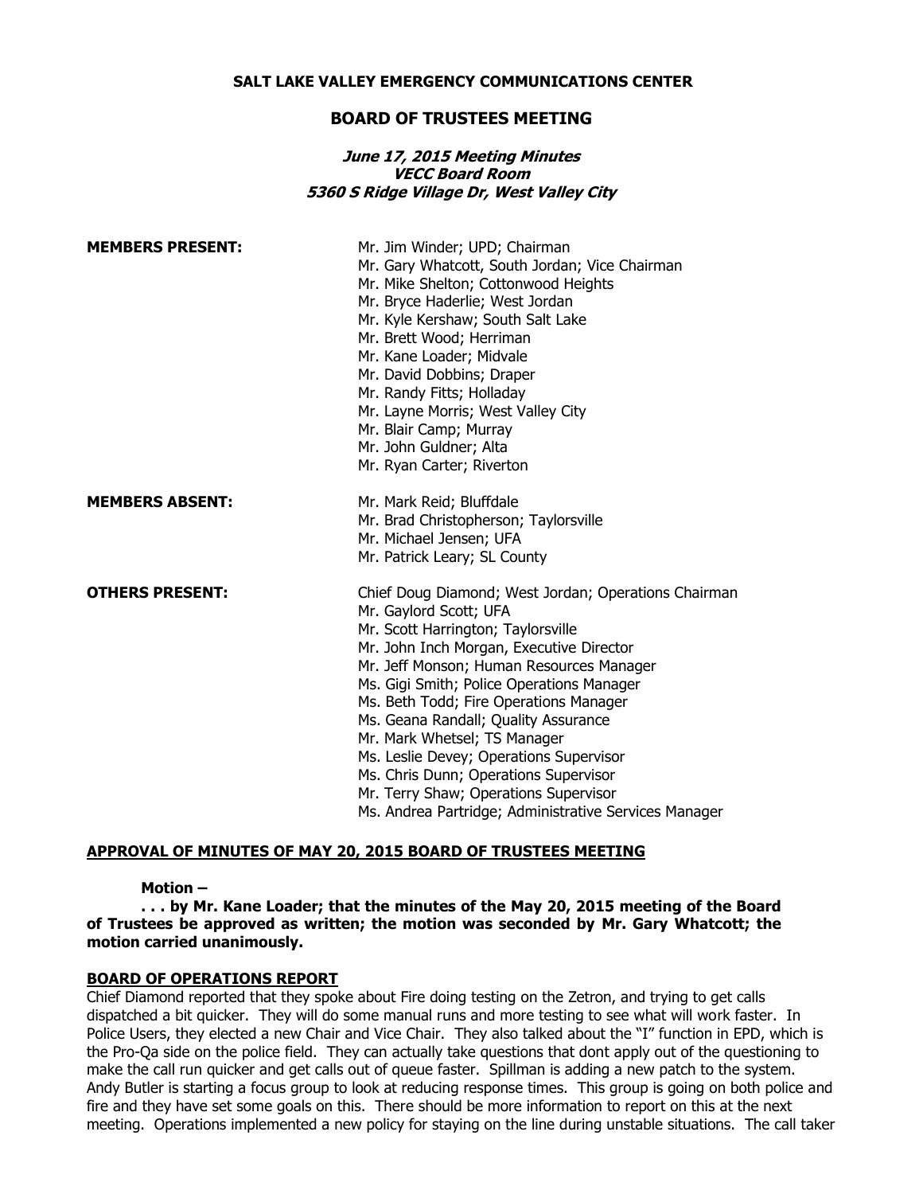**SALT LAKE VALLEY EMERGENCY COMMUNICATIONS CENTER**

## BOARD OF TRUSTEES MEETING

***June 17, 2015 Meeting Minutes***
***VECC Board Room***
***5360 S Ridge Village Dr, West Valley City***

**MEMBERS PRESENT:**

Mr. Jim Winder; UPD; Chairman
Mr. Gary Whatcott, South Jordan; Vice Chairman
Mr. Mike Shelton; Cottonwood Heights
Mr. Bryce Haderlie; West Jordan
Mr. Kyle Kershaw; South Salt Lake
Mr. Brett Wood; Herriman
Mr. Kane Loader; Midvale
Mr. David Dobbins; Draper
Mr. Randy Fitts; Holladay
Mr. Layne Morris; West Valley City
Mr. Blair Camp; Murray
Mr. John Guldner; Alta
Mr. Ryan Carter; Riverton

**MEMBERS ABSENT:**

Mr. Mark Reid; Bluffdale
Mr. Brad Christopherson; Taylorsville
Mr. Michael Jensen; UFA
Mr. Patrick Leary; SL County

**OTHERS PRESENT:**

Chief Doug Diamond; West Jordan; Operations Chairman
Mr. Gaylord Scott; UFA
Mr. Scott Harrington; Taylorsville
Mr. John Inch Morgan, Executive Director
Mr. Jeff Monson; Human Resources Manager
Ms. Gigi Smith; Police Operations Manager
Ms. Beth Todd; Fire Operations Manager
Ms. Geana Randall; Quality Assurance
Mr. Mark Whetsel; TS Manager
Ms. Leslie Devey; Operations Supervisor
Ms. Chris Dunn; Operations Supervisor
Mr. Terry Shaw; Operations Supervisor
Ms. Andrea Partridge; Administrative Services Manager

**APPROVAL OF MINUTES OF MAY 20, 2015 BOARD OF TRUSTEES MEETING**

**Motion –**

**. . . by Mr. Kane Loader; that the minutes of the May 20, 2015 meeting of the Board of Trustees be approved as written; the motion was seconded by Mr. Gary Whatcott; the motion carried unanimously.**

**BOARD OF OPERATIONS REPORT**

Chief Diamond reported that they spoke about Fire doing testing on the Zetron, and trying to get calls dispatched a bit quicker. They will do some manual runs and more testing to see what will work faster. In Police Users, they elected a new Chair and Vice Chair. They also talked about the "I" function in EPD, which is the Pro-Qa side on the police field. They can actually take questions that dont apply out of the questioning to make the call run quicker and get calls out of queue faster. Spillman is adding a new patch to the system. Andy Butler is starting a focus group to look at reducing response times. This group is going on both police and fire and they have set some goals on this. There should be more information to report on this at the next meeting. Operations implemented a new policy for staying on the line during unstable situations. The call taker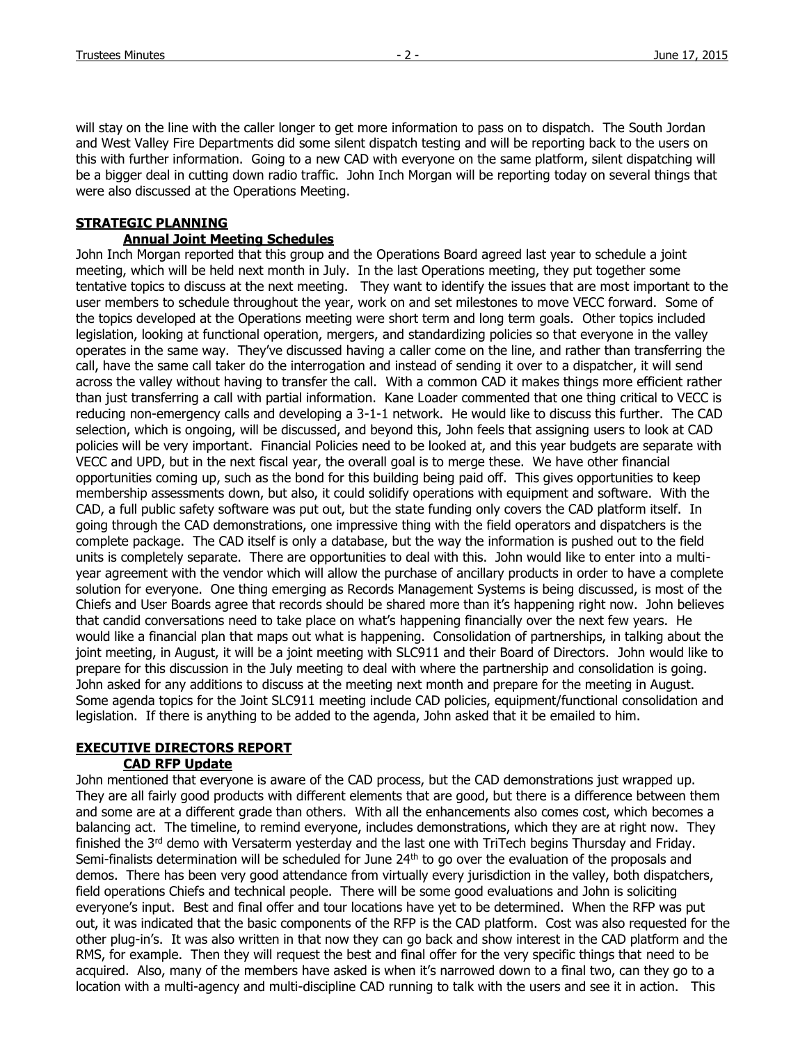will stay on the line with the caller longer to get more information to pass on to dispatch. The South Jordan and West Valley Fire Departments did some silent dispatch testing and will be reporting back to the users on this with further information. Going to a new CAD with everyone on the same platform, silent dispatching will be a bigger deal in cutting down radio traffic. John Inch Morgan will be reporting today on several things that were also discussed at the Operations Meeting.

## STRATEGIC PLANNING

### Annual Joint Meeting Schedules

John Inch Morgan reported that this group and the Operations Board agreed last year to schedule a joint meeting, which will be held next month in July. In the last Operations meeting, they put together some tentative topics to discuss at the next meeting. They want to identify the issues that are most important to the user members to schedule throughout the year, work on and set milestones to move VECC forward. Some of the topics developed at the Operations meeting were short term and long term goals. Other topics included legislation, looking at functional operation, mergers, and standardizing policies so that everyone in the valley operates in the same way. They've discussed having a caller come on the line, and rather than transferring the call, have the same call taker do the interrogation and instead of sending it over to a dispatcher, it will send across the valley without having to transfer the call. With a common CAD it makes things more efficient rather than just transferring a call with partial information. Kane Loader commented that one thing critical to VECC is reducing non-emergency calls and developing a 3-1-1 network. He would like to discuss this further. The CAD selection, which is ongoing, will be discussed, and beyond this, John feels that assigning users to look at CAD policies will be very important. Financial Policies need to be looked at, and this year budgets are separate with VECC and UPD, but in the next fiscal year, the overall goal is to merge these. We have other financial opportunities coming up, such as the bond for this building being paid off. This gives opportunities to keep membership assessments down, but also, it could solidify operations with equipment and software. With the CAD, a full public safety software was put out, but the state funding only covers the CAD platform itself. In going through the CAD demonstrations, one impressive thing with the field operators and dispatchers is the complete package. The CAD itself is only a database, but the way the information is pushed out to the field units is completely separate. There are opportunities to deal with this. John would like to enter into a multi-year agreement with the vendor which will allow the purchase of ancillary products in order to have a complete solution for everyone. One thing emerging as Records Management Systems is being discussed, is most of the Chiefs and User Boards agree that records should be shared more than it's happening right now. John believes that candid conversations need to take place on what's happening financially over the next few years. He would like a financial plan that maps out what is happening. Consolidation of partnerships, in talking about the joint meeting, in August, it will be a joint meeting with SLC911 and their Board of Directors. John would like to prepare for this discussion in the July meeting to deal with where the partnership and consolidation is going. John asked for any additions to discuss at the meeting next month and prepare for the meeting in August. Some agenda topics for the Joint SLC911 meeting include CAD policies, equipment/functional consolidation and legislation. If there is anything to be added to the agenda, John asked that it be emailed to him.

## EXECUTIVE DIRECTORS REPORT

### CAD RFP Update

John mentioned that everyone is aware of the CAD process, but the CAD demonstrations just wrapped up. They are all fairly good products with different elements that are good, but there is a difference between them and some are at a different grade than others. With all the enhancements also comes cost, which becomes a balancing act. The timeline, to remind everyone, includes demonstrations, which they are at right now. They finished the 3rd demo with Versaterm yesterday and the last one with TriTech begins Thursday and Friday. Semi-finalists determination will be scheduled for June 24th to go over the evaluation of the proposals and demos. There has been very good attendance from virtually every jurisdiction in the valley, both dispatchers, field operations Chiefs and technical people. There will be some good evaluations and John is soliciting everyone's input. Best and final offer and tour locations have yet to be determined. When the RFP was put out, it was indicated that the basic components of the RFP is the CAD platform. Cost was also requested for the other plug-in's. It was also written in that now they can go back and show interest in the CAD platform and the RMS, for example. Then they will request the best and final offer for the very specific things that need to be acquired. Also, many of the members have asked is when it's narrowed down to a final two, can they go to a location with a multi-agency and multi-discipline CAD running to talk with the users and see it in action. This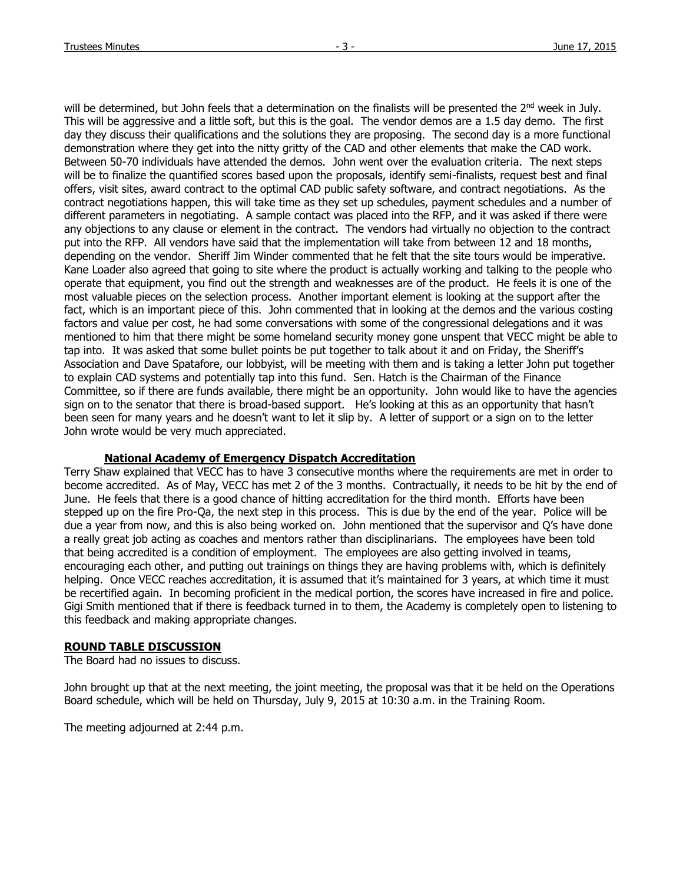will be determined, but John feels that a determination on the finalists will be presented the 2nd week in July. This will be aggressive and a little soft, but this is the goal. The vendor demos are a 1.5 day demo. The first day they discuss their qualifications and the solutions they are proposing. The second day is a more functional demonstration where they get into the nitty gritty of the CAD and other elements that make the CAD work. Between 50-70 individuals have attended the demos. John went over the evaluation criteria. The next steps will be to finalize the quantified scores based upon the proposals, identify semi-finalists, request best and final offers, visit sites, award contract to the optimal CAD public safety software, and contract negotiations. As the contract negotiations happen, this will take time as they set up schedules, payment schedules and a number of different parameters in negotiating. A sample contact was placed into the RFP, and it was asked if there were any objections to any clause or element in the contract. The vendors had virtually no objection to the contract put into the RFP. All vendors have said that the implementation will take from between 12 and 18 months, depending on the vendor. Sheriff Jim Winder commented that he felt that the site tours would be imperative. Kane Loader also agreed that going to site where the product is actually working and talking to the people who operate that equipment, you find out the strength and weaknesses are of the product. He feels it is one of the most valuable pieces on the selection process. Another important element is looking at the support after the fact, which is an important piece of this. John commented that in looking at the demos and the various costing factors and value per cost, he had some conversations with some of the congressional delegations and it was mentioned to him that there might be some homeland security money gone unspent that VECC might be able to tap into. It was asked that some bullet points be put together to talk about it and on Friday, the Sheriff's Association and Dave Spatafore, our lobbyist, will be meeting with them and is taking a letter John put together to explain CAD systems and potentially tap into this fund. Sen. Hatch is the Chairman of the Finance Committee, so if there are funds available, there might be an opportunity. John would like to have the agencies sign on to the senator that there is broad-based support. He's looking at this as an opportunity that hasn't been seen for many years and he doesn't want to let it slip by. A letter of support or a sign on to the letter John wrote would be very much appreciated.

**National Academy of Emergency Dispatch Accreditation**

Terry Shaw explained that VECC has to have 3 consecutive months where the requirements are met in order to become accredited. As of May, VECC has met 2 of the 3 months. Contractually, it needs to be hit by the end of June. He feels that there is a good chance of hitting accreditation for the third month. Efforts have been stepped up on the fire Pro-Qa, the next step in this process. This is due by the end of the year. Police will be due a year from now, and this is also being worked on. John mentioned that the supervisor and Q's have done a really great job acting as coaches and mentors rather than disciplinarians. The employees have been told that being accredited is a condition of employment. The employees are also getting involved in teams, encouraging each other, and putting out trainings on things they are having problems with, which is definitely helping. Once VECC reaches accreditation, it is assumed that it's maintained for 3 years, at which time it must be recertified again. In becoming proficient in the medical portion, the scores have increased in fire and police. Gigi Smith mentioned that if there is feedback turned in to them, the Academy is completely open to listening to this feedback and making appropriate changes.

## ROUND TABLE DISCUSSION

The Board had no issues to discuss.

John brought up that at the next meeting, the joint meeting, the proposal was that it be held on the Operations Board schedule, which will be held on Thursday, July 9, 2015 at 10:30 a.m. in the Training Room.

The meeting adjourned at 2:44 p.m.